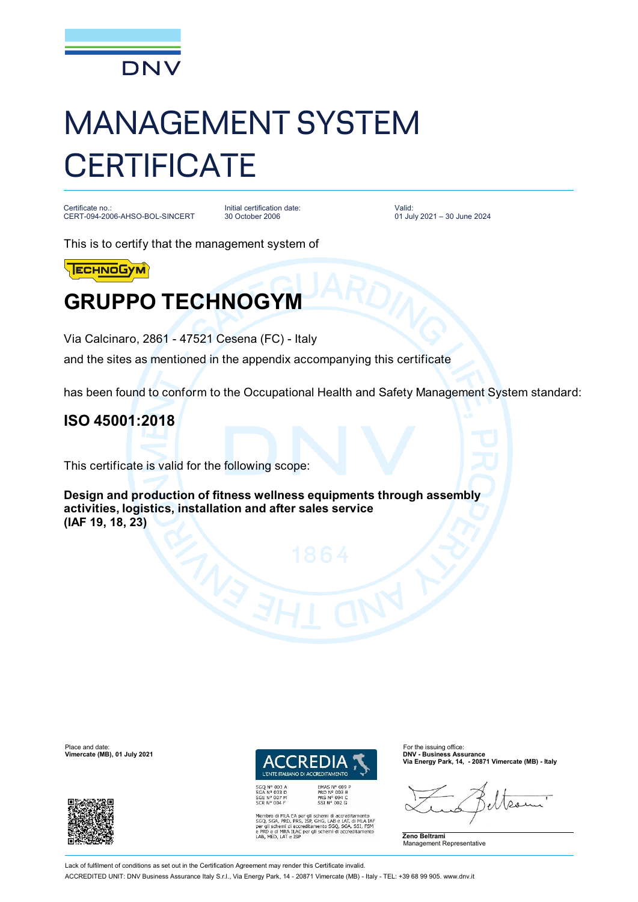DNV

# MANAGEMENT SYSTEM CERTIFICATE

Certificate no.:
CERT-094-2006-AHSO-BOL-SINCERT

Initial certification date:
30 October 2006

Valid:
01 July 2021 – 30 June 2024

This is to certify that the management system of

TECHNOGYM

## GRUPPO TECHNOGYM

Via Calcinaro, 2861 - 47521 Cesena (FC) - Italy

and the sites as mentioned in the appendix accompanying this certificate

has been found to conform to the Occupational Health and Safety Management System standard:

## ISO 45001:2018

This certificate is valid for the following scope:

**Design and production of fitness wellness equipments through assembly activities, logistics, installation and after sales service (IAF 19, 18, 23)**

Place and date:
**Vimercate (MB), 01 July 2021**

ACCREDIA
L'ENTE ITALIANO DI ACCREDITAMENTO

SGQ N° 003 A
SGA N° 003 D
SGE N° 007 M
SCR N° 004 F

EMAS N° 009 P
PRD N° 003 B
PRS N° 094 C
SSI N° 002 G

Membro di MLA EA per gli schemi di accreditamento SGQ, SGA, PRD, PRS, ISP, GHG, LAB e LAT, di MLA IAF per gli schemi di accreditamento SGQ, SGA, SSI, FSM e PRD e di MRA ILAC per gli schemi di accreditamento LAB, MED, LAT e ISP

For the issuing office:
**DNV - Business Assurance**
**Via Energy Park, 14, - 20871 Vimercate (MB) - Italy**

**Zeno Beltrami**
Management Representative

Lack of fulfilment of conditions as set out in the Certification Agreement may render this Certificate invalid.

ACCREDITED UNIT: DNV Business Assurance Italy S.r.l., Via Energy Park, 14 - 20871 Vimercate (MB) - Italy - TEL: +39 68 99 905. www.dnv.it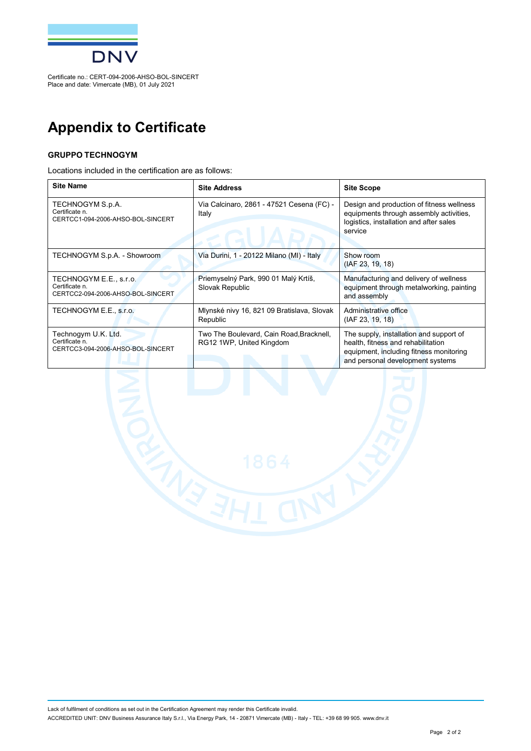Certificate no.: CERT-094-2006-AHSO-BOL-SINCERT
Place and date: Vimercate (MB), 01 July 2021

# Appendix to Certificate

**GRUPPO TECHNOGYM**

Locations included in the certification are as follows:

| Site Name | Site Address | Site Scope |
|---|---|---|
| TECHNOGYM S.p.A.<br>Certificate n.<br>CERTCC1-094-2006-AHSO-BOL-SINCERT | Via Calcinaro, 2861 - 47521 Cesena (FC) - Italy | Design and production of fitness wellness equipments through assembly activities, logistics, installation and after sales service |
| TECHNOGYM S.p.A. - Showroom | Via Durini, 1 - 20122 Milano (MI) - Italy | Show room<br>(IAF 23, 19, 18) |
| TECHNOGYM E.E., s.r.o.<br>Certificate n.<br>CERTCC2-094-2006-AHSO-BOL-SINCERT | Priemyselný Park, 990 01 Malý Krtíš, Slovak Republic | Manufacturing and delivery of wellness equipment through metalworking, painting and assembly |
| TECHNOGYM E.E., s.r.o. | Mlynské nivy 16, 821 09 Bratislava, Slovak Republic | Administrative office<br>(IAF 23, 19, 18) |
| Technogym U.K. Ltd.<br>Certificate n.<br>CERTCC3-094-2006-AHSO-BOL-SINCERT | Two The Boulevard, Cain Road,Bracknell, RG12 1WP, United Kingdom | The supply, installation and support of health, fitness and rehabilitation equipment, including fitness monitoring and personal development systems |

Lack of fulfilment of conditions as set out in the Certification Agreement may render this Certificate invalid.

ACCREDITED UNIT: DNV Business Assurance Italy S.r.l., Via Energy Park, 14 - 20871 Vimercate (MB) - Italy - TEL: +39 68 99 905. www.dnv.it